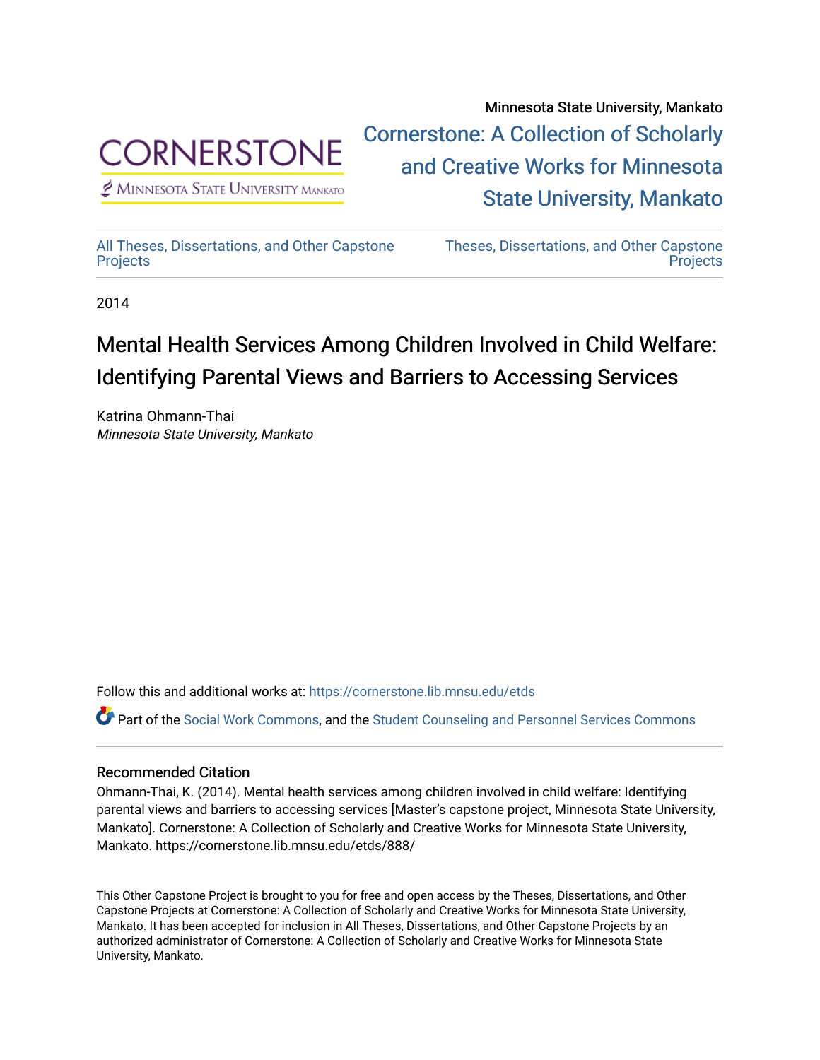Minnesota State University, Mankato

Cornerstone: A Collection of Scholarly and Creative Works for Minnesota State University, Mankato

All Theses, Dissertations, and Other Capstone Projects | Theses, Dissertations, and Other Capstone Projects

2014

# Mental Health Services Among Children Involved in Child Welfare: Identifying Parental Views and Barriers to Accessing Services

Katrina Ohmann-Thai
*Minnesota State University, Mankato*

Follow this and additional works at: https://cornerstone.lib.mnsu.edu/etds

Part of the Social Work Commons, and the Student Counseling and Personnel Services Commons

### Recommended Citation

Ohmann-Thai, K. (2014). Mental health services among children involved in child welfare: Identifying parental views and barriers to accessing services [Master's capstone project, Minnesota State University, Mankato]. Cornerstone: A Collection of Scholarly and Creative Works for Minnesota State University, Mankato. https://cornerstone.lib.mnsu.edu/etds/888/

This Other Capstone Project is brought to you for free and open access by the Theses, Dissertations, and Other Capstone Projects at Cornerstone: A Collection of Scholarly and Creative Works for Minnesota State University, Mankato. It has been accepted for inclusion in All Theses, Dissertations, and Other Capstone Projects by an authorized administrator of Cornerstone: A Collection of Scholarly and Creative Works for Minnesota State University, Mankato.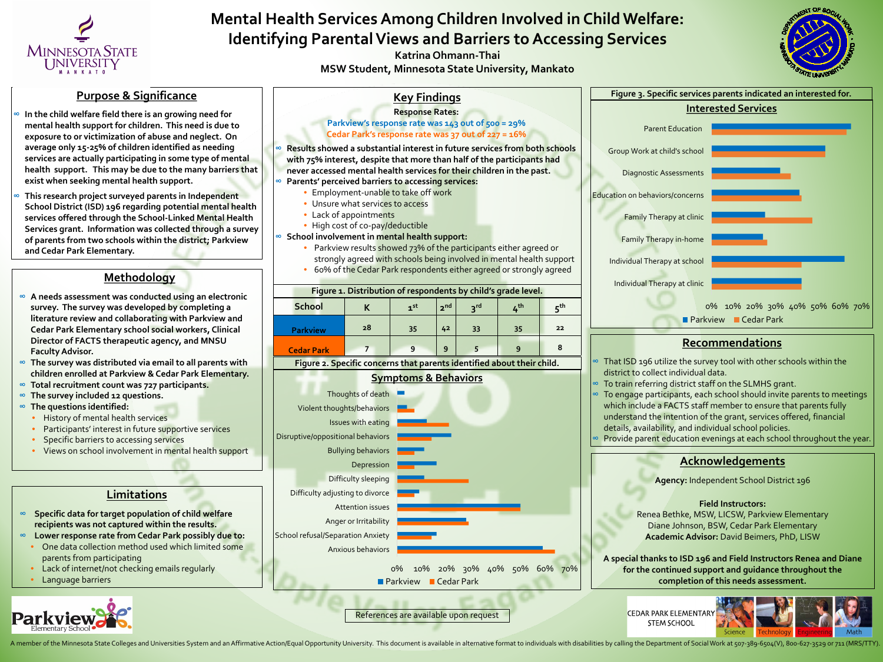# Mental Health Services Among Children Involved in Child Welfare: Identifying Parental Views and Barriers to Accessing Services

**Katrina Ohmann-Thai**

**MSW Student, Minnesota State University, Mankato**

## Purpose & Significance

- **In the child welfare field there is an growing need for mental health support for children. This need is due to exposure to or victimization of abuse and neglect. On average only 15-25% of children identified as needing services are actually participating in some type of mental health support. This may be due to the many barriers that exist when seeking mental health support.**
- **This research project surveyed parents in Independent School District (ISD) 196 regarding potential mental health services offered through the School-Linked Mental Health Services grant. Information was collected through a survey of parents from two schools within the district; Parkview and Cedar Park Elementary.**

## Methodology

- **A needs assessment was conducted using an electronic survey. The survey was developed by completing a literature review and collaborating with Parkview and Cedar Park Elementary school social workers, Clinical Director of FACTS therapeutic agency, and MNSU Faculty Advisor.**
- **The survey was distributed via email to all parents with children enrolled at Parkview & Cedar Park Elementary.**
- **Total recruitment count was 727 participants.**
- **The survey included 12 questions.**
- **The questions identified:**
  - History of mental health services
  - Participants' interest in future supportive services
  - Specific barriers to accessing services
  - Views on school involvement in mental health support

## Limitations

- **Specific data for target population of child welfare recipients was not captured within the results.**
- **Lower response rate from Cedar Park possibly due to:**
  - One data collection method used which limited some parents from participating
  - Lack of internet/not checking emails regularly
  - Language barriers

## Key Findings

**Response Rates:**

Parkview's response rate was 143 out of 500 = 29%

Cedar Park's response rate was 37 out of 227 = 16%

- **Results showed a substantial interest in future services from both schools with 75% interest, despite that more than half of the participants had never accessed mental health services for their children in the past.**
- **Parents' perceived barriers to accessing services:**
  - Employment-unable to take off work
  - Unsure what services to access
  - Lack of appointments
  - High cost of co-pay/deductible
- **School involvement in mental health support:**
  - Parkview results showed 73% of the participants either agreed or strongly agreed with schools being involved in mental health support
  - 60% of the Cedar Park respondents either agreed or strongly agreed

**Figure 1. Distribution of respondents by child's grade level.**

| School | K | 1st | 2nd | 3rd | 4th | 5th |
|---|---|---|---|---|---|---|
| Parkview | 28 | 35 | 42 | 33 | 35 | 22 |
| Cedar Park | 7 | 9 | 9 | 5 | 9 | 8 |

**Figure 2. Specific concerns that parents identified about their child.**

Symptoms & Behaviors

Thoughts of death
Violent thoughts/behaviors
Issues with eating
Disruptive/oppositional behaviors
Bullying behaviors
Depression
Difficulty sleeping
Difficulty adjusting to divorce
Attention issues
Anger or Irritability
School refusal/Separation Anxiety
Anxious behaviors

0% 10% 20% 30% 40% 50% 60% 70%

Parkview Cedar Park

**Figure 3. Specific services parents indicated an interested for.**

Interested Services

Parent Education
Group Work at child's school
Diagnostic Assessments
Education on behaviors/concerns
Family Therapy at clinic
Family Therapy in-home
Individual Therapy at school
Individual Therapy at clinic

0% 10% 20% 30% 40% 50% 60% 70%

Parkview Cedar Park

## Recommendations

- That ISD 196 utilize the survey tool with other schools within the district to collect individual data.
- To train referring district staff on the SLMHS grant.
- To engage participants, each school should invite parents to meetings which include a FACTS staff member to ensure that parents fully understand the intention of the grant, services offered, financial details, availability, and individual school policies.
- Provide parent education evenings at each school throughout the year.

## Acknowledgements

**Agency:** Independent School District 196

**Field Instructors:**
Renea Bethke, MSW, LICSW, Parkview Elementary
Diane Johnson, BSW, Cedar Park Elementary
**Academic Advisor:** David Beimers, PhD, LISW

**A special thanks to ISD 196 and Field Instructors Renea and Diane for the continued support and guidance throughout the completion of this needs assessment.**

References are available upon request

A member of the Minnesota State Colleges and Universities System and an Affirmative Action/Equal Opportunity University. This document is available in alternative format to individuals with disabilities by calling the Department of Social Work at 507-389-6504(V), 800-627-3529 or 711 (MRS/TTY).